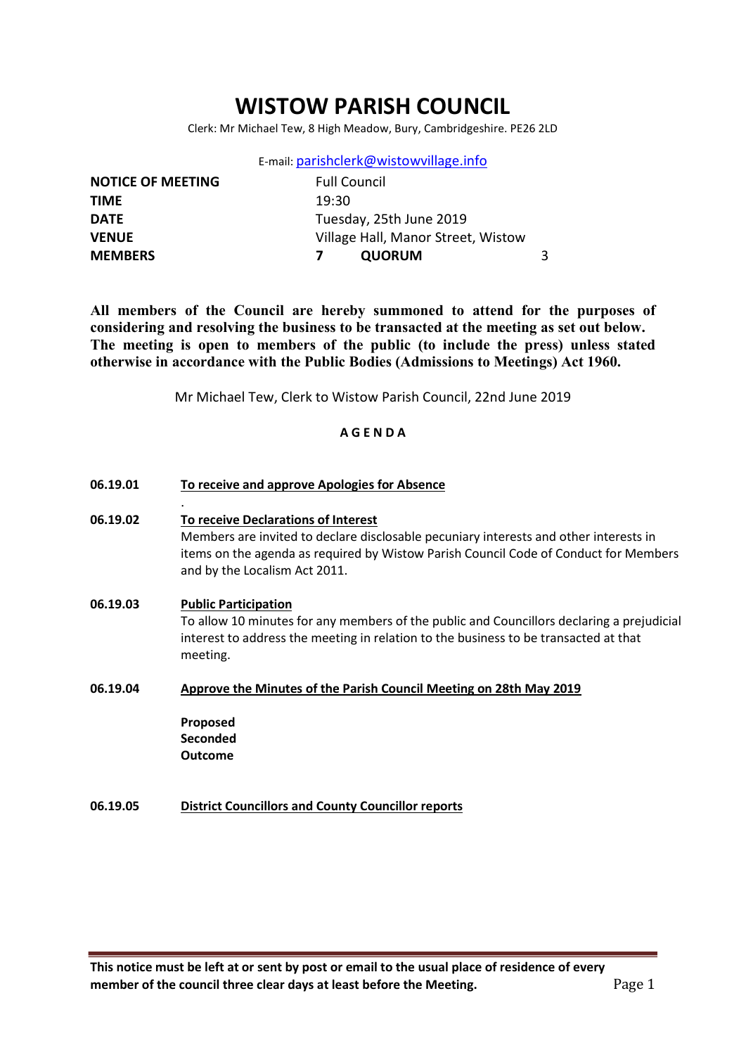# WISTOW PARISH COUNCIL

Clerk: Mr Michael Tew, 8 High Meadow, Bury, Cambridgeshire. PE26 2LD

E-mail: parishclerk@wistowvillage.info

| | | | |
|---|---|---|---|
| **NOTICE OF MEETING** | Full Council | | |
| **TIME** | 19:30 | | |
| **DATE** | Tuesday, 25th June 2019 | | |
| **VENUE** | Village Hall, Manor Street, Wistow | | |
| **MEMBERS** | **7** | **QUORUM** | 3 |

**All members of the Council are hereby summoned to attend for the purposes of considering and resolving the business to be transacted at the meeting as set out below. The meeting is open to members of the public (to include the press) unless stated otherwise in accordance with the Public Bodies (Admissions to Meetings) Act 1960.**

Mr Michael Tew, Clerk to Wistow Parish Council, 22nd June 2019

**A G E N D A**

**06.19.01** **To receive and approve Apologies for Absence**

**06.19.02** **To receive Declarations of Interest**

Members are invited to declare disclosable pecuniary interests and other interests in items on the agenda as required by Wistow Parish Council Code of Conduct for Members and by the Localism Act 2011.

**06.19.03** **Public Participation**

To allow 10 minutes for any members of the public and Councillors declaring a prejudicial interest to address the meeting in relation to the business to be transacted at that meeting.

**06.19.04** **Approve the Minutes of the Parish Council Meeting on 28th May 2019**

**Proposed**
**Seconded**
**Outcome**

**06.19.05** **District Councillors and County Councillor reports**

**This notice must be left at or sent by post or email to the usual place of residence of every member of the council three clear days at least before the Meeting.**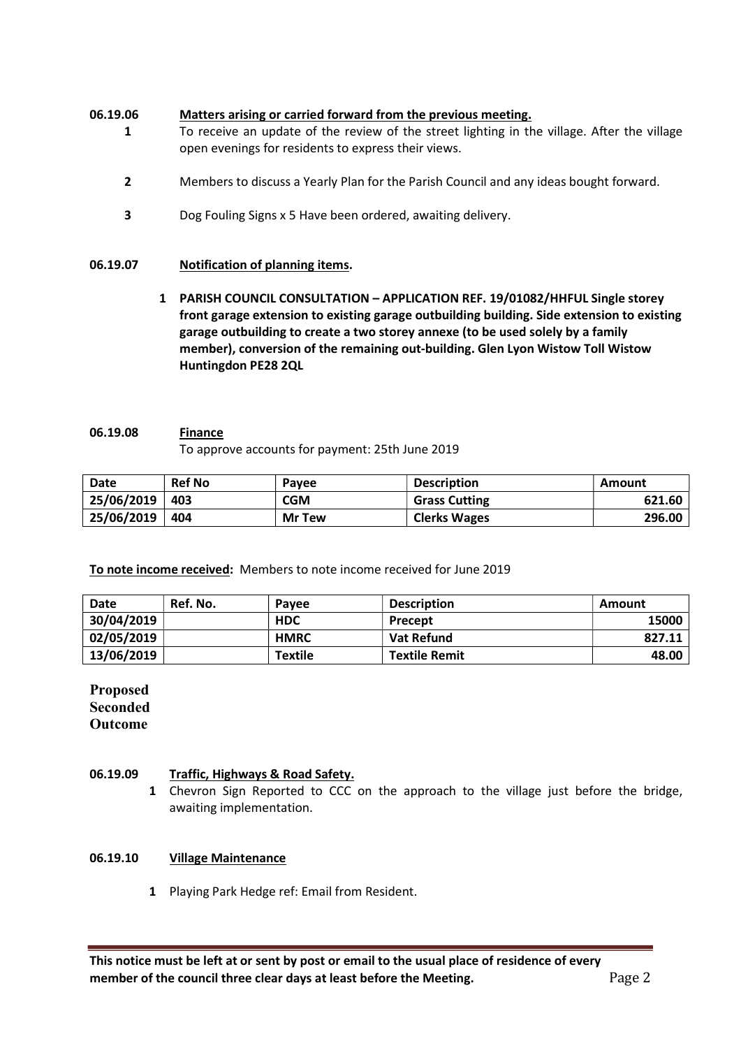**06.19.06** **Matters arising or carried forward from the previous meeting.**

1. To receive an update of the review of the street lighting in the village. After the village open evenings for residents to express their views.

2. Members to discuss a Yearly Plan for the Parish Council and any ideas bought forward.

3. Dog Fouling Signs x 5 Have been ordered, awaiting delivery.

**06.19.07** **Notification of planning items.**

1. **PARISH COUNCIL CONSULTATION – APPLICATION REF. 19/01082/HHFUL Single storey front garage extension to existing garage outbuilding building. Side extension to existing garage outbuilding to create a two storey annexe (to be used solely by a family member), conversion of the remaining out-building. Glen Lyon Wistow Toll Wistow Huntingdon PE28 2QL**

**06.19.08** **Finance**

To approve accounts for payment: 25th June 2019

| Date | Ref No | Payee | Description | Amount |
|---|---|---|---|---|
| 25/06/2019 | 403 | CGM | Grass Cutting | 621.60 |
| 25/06/2019 | 404 | Mr Tew | Clerks Wages | 296.00 |

**To note income received:** Members to note income received for June 2019

| Date | Ref. No. | Payee | Description | Amount |
|---|---|---|---|---|
| 30/04/2019 | | HDC | Precept | 15000 |
| 02/05/2019 | | HMRC | Vat Refund | 827.11 |
| 13/06/2019 | | Textile | Textile Remit | 48.00 |

**Proposed**
**Seconded**
**Outcome**

**06.19.09** **Traffic, Highways & Road Safety.**

1. Chevron Sign Reported to CCC on the approach to the village just before the bridge, awaiting implementation.

**06.19.10** **Village Maintenance**

1. Playing Park Hedge ref: Email from Resident.

**This notice must be left at or sent by post or email to the usual place of residence of every member of the council three clear days at least before the Meeting.**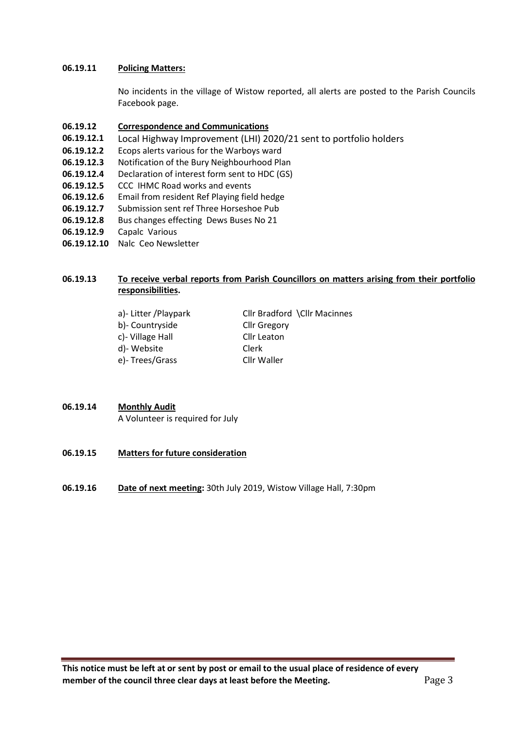**06.19.11 Policing Matters:**

No incidents in the village of Wistow reported, all alerts are posted to the Parish Councils Facebook page.

**06.19.12 Correspondence and Communications**

**06.19.12.1** Local Highway Improvement (LHI) 2020/21 sent to portfolio holders
**06.19.12.2** Ecops alerts various for the Warboys ward
**06.19.12.3** Notification of the Bury Neighbourhood Plan
**06.19.12.4** Declaration of interest form sent to HDC (GS)
**06.19.12.5** CCC IHMC Road works and events
**06.19.12.6** Email from resident Ref Playing field hedge
**06.19.12.7** Submission sent ref Three Horseshoe Pub
**06.19.12.8** Bus changes effecting Dews Buses No 21
**06.19.12.9** Capalc Various
**06.19.12.10** Nalc Ceo Newsletter

**06.19.13 To receive verbal reports from Parish Councillors on matters arising from their portfolio responsibilities.**

| | |
|---|---|
| a)- Litter /Playpark | Cllr Bradford \Cllr Macinnes |
| b)- Countryside | Cllr Gregory |
| c)- Village Hall | Cllr Leaton |
| d)- Website | Clerk |
| e)- Trees/Grass | Cllr Waller |

**06.19.14 Monthly Audit**

A Volunteer is required for July

**06.19.15 Matters for future consideration**

**06.19.16 Date of next meeting:** 30th July 2019, Wistow Village Hall, 7:30pm

**This notice must be left at or sent by post or email to the usual place of residence of every member of the council three clear days at least before the Meeting.**